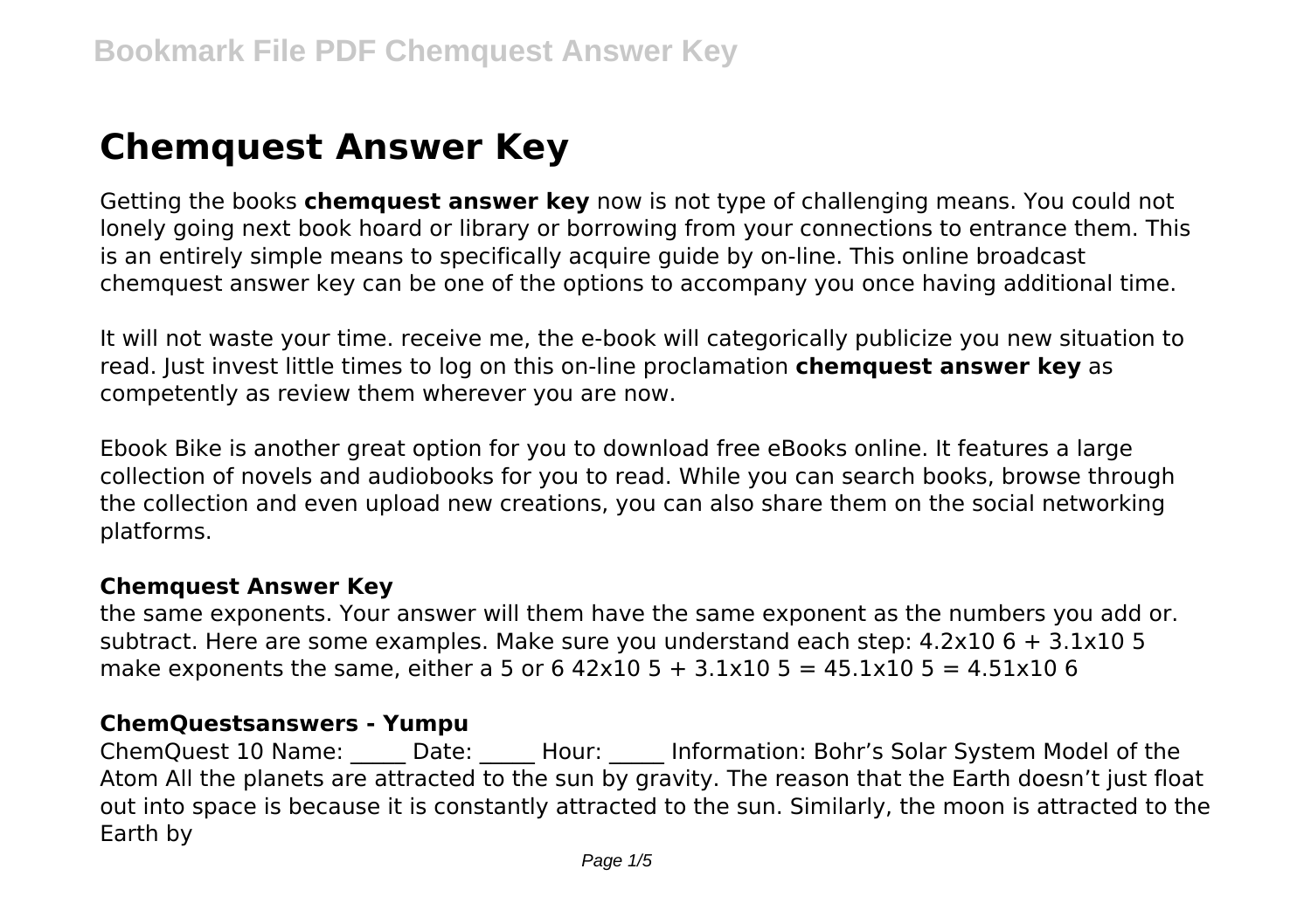# Chemquest Answer Key

Getting the books **chemquest answer key** now is not type of challenging means. You could not lonely going next book hoard or library or borrowing from your connections to entrance them. This is an entirely simple means to specifically acquire guide by on-line. This online broadcast chemquest answer key can be one of the options to accompany you once having additional time.

It will not waste your time. receive me, the e-book will categorically publicize you new situation to read. Just invest little times to log on this on-line proclamation **chemquest answer key** as competently as review them wherever you are now.

Ebook Bike is another great option for you to download free eBooks online. It features a large collection of novels and audiobooks for you to read. While you can search books, browse through the collection and even upload new creations, you can also share them on the social networking platforms.

### Chemquest Answer Key

the same exponents. Your answer will them have the same exponent as the numbers you add or. subtract. Here are some examples. Make sure you understand each step: $4.2\text{x}10^6 + 3.1\text{x}10^5$ make exponents the same, either a 5 or 6 $42\text{x}10^5 + 3.1\text{x}10^5 = 45.1\text{x}10^5 = 4.51\text{x}10^6$

### ChemQuestsanswers - Yumpu

ChemQuest 10 Name: _____ Date: _____ Hour: _____ Information: Bohr's Solar System Model of the Atom All the planets are attracted to the sun by gravity. The reason that the Earth doesn't just float out into space is because it is constantly attracted to the sun. Similarly, the moon is attracted to the Earth by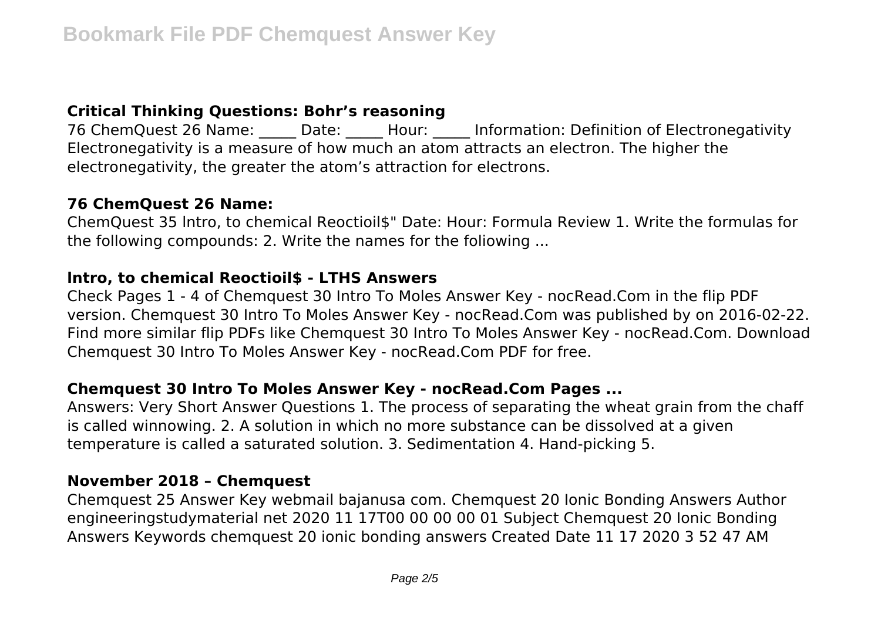### Critical Thinking Questions: Bohr's reasoning

76 ChemQuest 26 Name: _____ Date: _____ Hour: _____ Information: Definition of Electronegativity Electronegativity is a measure of how much an atom attracts an electron. The higher the electronegativity, the greater the atom's attraction for electrons.

### 76 ChemQuest 26 Name:

ChemQuest 35 lntro, to chemical Reoctioil$" Date: Hour: Formula Review 1. Write the formulas for the following compounds: 2. Write the names for the foliowing ...

### lntro, to chemical Reoctioil$ - LTHS Answers

Check Pages 1 - 4 of Chemquest 30 Intro To Moles Answer Key - nocRead.Com in the flip PDF version. Chemquest 30 Intro To Moles Answer Key - nocRead.Com was published by on 2016-02-22. Find more similar flip PDFs like Chemquest 30 Intro To Moles Answer Key - nocRead.Com. Download Chemquest 30 Intro To Moles Answer Key - nocRead.Com PDF for free.

### Chemquest 30 Intro To Moles Answer Key - nocRead.Com Pages ...

Answers: Very Short Answer Questions 1. The process of separating the wheat grain from the chaff is called winnowing. 2. A solution in which no more substance can be dissolved at a given temperature is called a saturated solution. 3. Sedimentation 4. Hand-picking 5.

### November 2018 – Chemquest

Chemquest 25 Answer Key webmail bajanusa com. Chemquest 20 Ionic Bonding Answers Author engineeringstudymaterial net 2020 11 17T00 00 00 00 01 Subject Chemquest 20 Ionic Bonding Answers Keywords chemquest 20 ionic bonding answers Created Date 11 17 2020 3 52 47 AM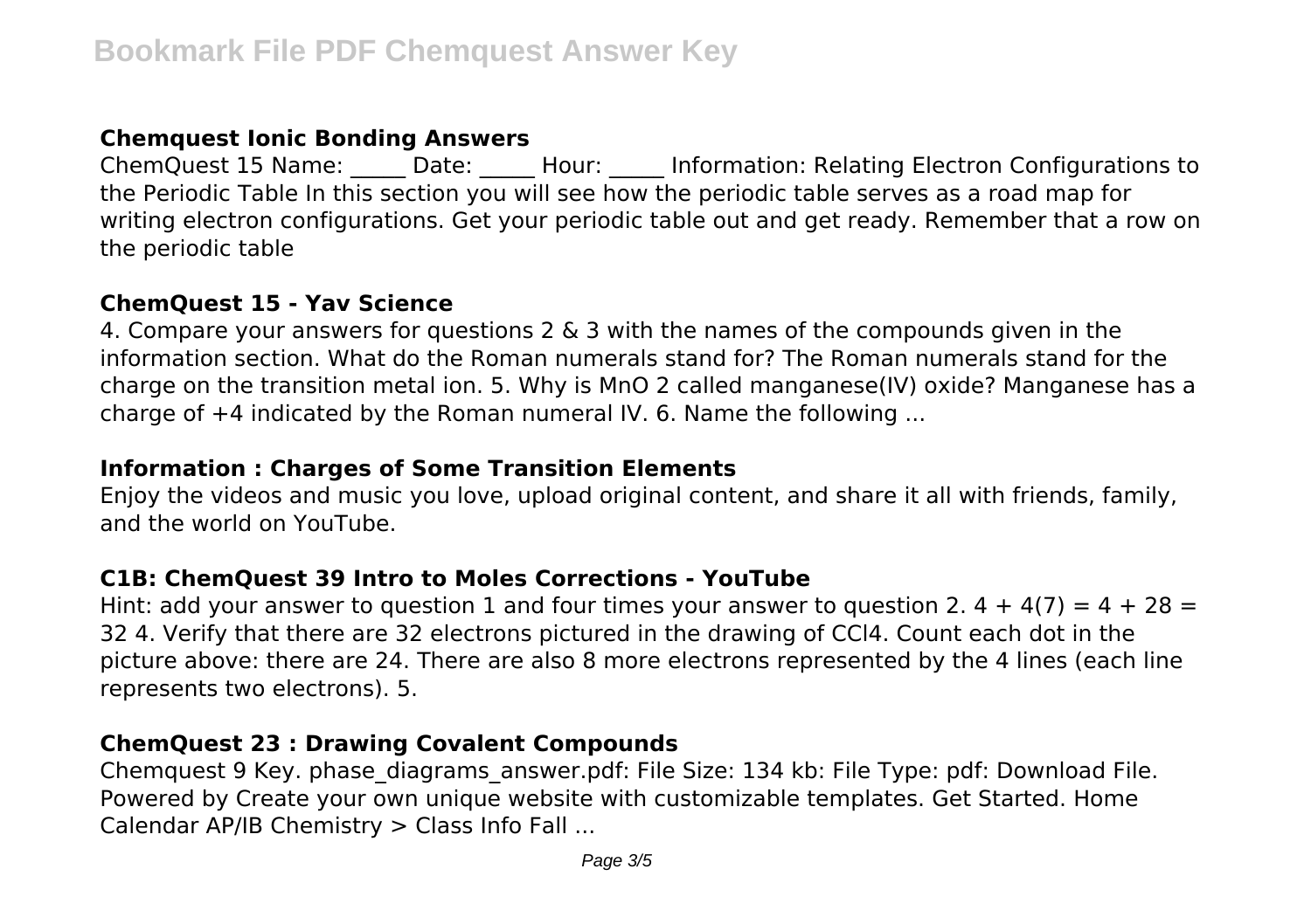### Chemquest Ionic Bonding Answers

ChemQuest 15 Name: _____ Date: _____ Hour: _____ Information: Relating Electron Configurations to the Periodic Table In this section you will see how the periodic table serves as a road map for writing electron configurations. Get your periodic table out and get ready. Remember that a row on the periodic table

### ChemQuest 15 - Yav Science

4. Compare your answers for questions 2 & 3 with the names of the compounds given in the information section. What do the Roman numerals stand for? The Roman numerals stand for the charge on the transition metal ion. 5. Why is $MnO_2$ called manganese(IV) oxide? Manganese has a charge of +4 indicated by the Roman numeral IV. 6. Name the following ...

### Information : Charges of Some Transition Elements

Enjoy the videos and music you love, upload original content, and share it all with friends, family, and the world on YouTube.

### C1B: ChemQuest 39 Intro to Moles Corrections - YouTube

Hint: add your answer to question 1 and four times your answer to question 2. $4 + 4(7) = 4 + 28 = 32$ 4. Verify that there are 32 electrons pictured in the drawing of $CCl_4$. Count each dot in the picture above: there are 24. There are also 8 more electrons represented by the 4 lines (each line represents two electrons). 5.

### ChemQuest 23 : Drawing Covalent Compounds

Chemquest 9 Key. phase_diagrams_answer.pdf: File Size: 134 kb: File Type: pdf: Download File. Powered by Create your own unique website with customizable templates. Get Started. Home Calendar AP/IB Chemistry > Class Info Fall ...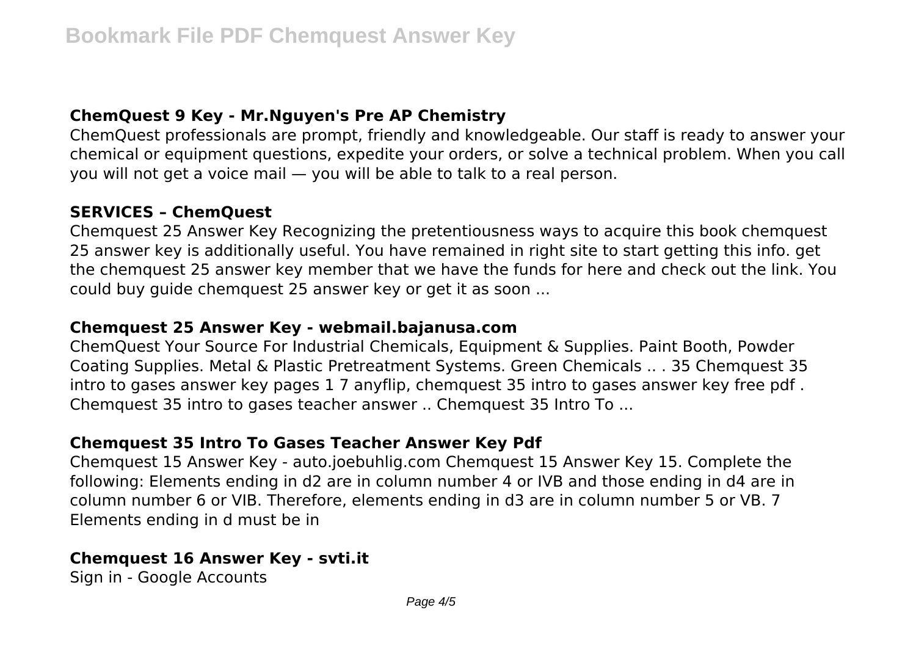### ChemQuest 9 Key - Mr.Nguyen's Pre AP Chemistry

ChemQuest professionals are prompt, friendly and knowledgeable. Our staff is ready to answer your chemical or equipment questions, expedite your orders, or solve a technical problem. When you call you will not get a voice mail — you will be able to talk to a real person.

### SERVICES – ChemQuest

Chemquest 25 Answer Key Recognizing the pretentiousness ways to acquire this book chemquest 25 answer key is additionally useful. You have remained in right site to start getting this info. get the chemquest 25 answer key member that we have the funds for here and check out the link. You could buy guide chemquest 25 answer key or get it as soon ...

### Chemquest 25 Answer Key - webmail.bajanusa.com

ChemQuest Your Source For Industrial Chemicals, Equipment & Supplies. Paint Booth, Powder Coating Supplies. Metal & Plastic Pretreatment Systems. Green Chemicals .. . 35 Chemquest 35 intro to gases answer key pages 1 7 anyflip, chemquest 35 intro to gases answer key free pdf . Chemquest 35 intro to gases teacher answer .. Chemquest 35 Intro To ...

### Chemquest 35 Intro To Gases Teacher Answer Key Pdf

Chemquest 15 Answer Key - auto.joebuhlig.com Chemquest 15 Answer Key 15. Complete the following: Elements ending in d2 are in column number 4 or IVB and those ending in d4 are in column number 6 or VIB. Therefore, elements ending in d3 are in column number 5 or VB. 7 Elements ending in d must be in

### Chemquest 16 Answer Key - svti.it

Sign in - Google Accounts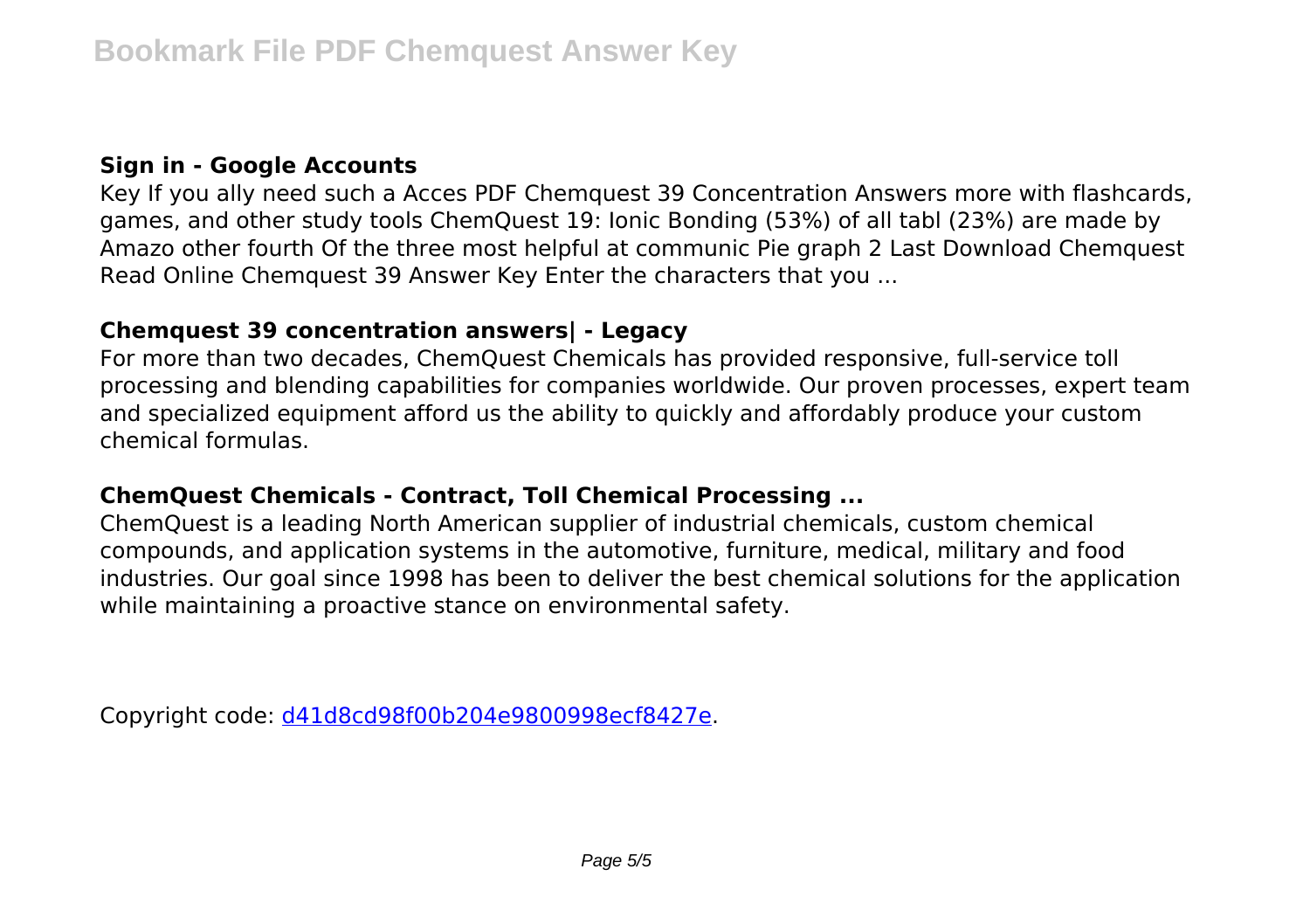**Sign in - Google Accounts**

Key If you ally need such a Acces PDF Chemquest 39 Concentration Answers more with flashcards, games, and other study tools ChemQuest 19: Ionic Bonding (53%) of all tabl (23%) are made by Amazo other fourth Of the three most helpful at communic Pie graph 2 Last Download Chemquest Read Online Chemquest 39 Answer Key Enter the characters that you ...

**Chemquest 39 concentration answers| - Legacy**

For more than two decades, ChemQuest Chemicals has provided responsive, full-service toll processing and blending capabilities for companies worldwide. Our proven processes, expert team and specialized equipment afford us the ability to quickly and affordably produce your custom chemical formulas.

**ChemQuest Chemicals - Contract, Toll Chemical Processing ...**

ChemQuest is a leading North American supplier of industrial chemicals, custom chemical compounds, and application systems in the automotive, furniture, medical, military and food industries. Our goal since 1998 has been to deliver the best chemical solutions for the application while maintaining a proactive stance on environmental safety.

Copyright code: d41d8cd98f00b204e9800998ecf8427e.